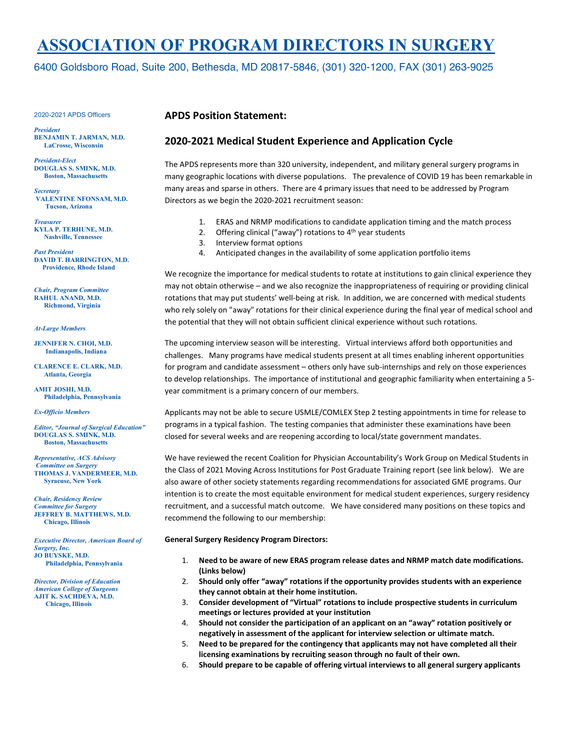# ASSOCIATION OF PROGRAM DIRECTORS IN SURGERY

6400 Goldsboro Road, Suite 200, Bethesda, MD 20817-5846, (301) 320-1200, FAX (301) 263-9025

2020-2021 APDS Officers

*President*
**BENJAMIN T. JARMAN, M.D.**
**LaCrosse, Wisconsin**

*President-Elect*
**DOUGLAS S. SMINK, M.D.**
**Boston, Massachusetts**

*Secretary*
**VALENTINE NFONSAM, M.D.**
**Tucson, Arizona**

*Treasurer*
**KYLA P. TERHUNE, M.D.**
**Nashville, Tennessee**

*Past President*
**DAVID T. HARRINGTON, M.D.**
**Providence, Rhode Island**

*Chair, Program Committee*
**RAHUL ANAND, M.D.**
**Richmond, Virginia**

*At-Large Members*

**JENNIFER N. CHOI, M.D.**
**Indianapolis, Indiana**

**CLARENCE E. CLARK, M.D.**
**Atlanta, Georgia**

**AMIT JOSHI, M.D.**
**Philadelphia, Pennsylvania**

*Ex-Officio Members*

*Editor, "Journal of Surgical Education"*
**DOUGLAS S. SMINK, M.D.**
**Boston, Massachusetts**

*Representative, ACS Advisory Committee on Surgery*
**THOMAS J. VANDERMEER, M.D.**
**Syracuse, New York**

*Chair, Residency Review Committee for Surgery*
**JEFFREY B. MATTHEWS, M.D.**
**Chicago, Illinois**

*Executive Director, American Board of Surgery, Inc.*
**JO BUYSKE, M.D.**
**Philadelphia, Pennsylvania**

*Director, Division of Education American College of Surgeons*
**AJIT K. SACHDEVA, M.D.**
**Chicago, Illinois**

## APDS Position Statement:

## 2020-2021 Medical Student Experience and Application Cycle

The APDS represents more than 320 university, independent, and military general surgery programs in many geographic locations with diverse populations. The prevalence of COVID 19 has been remarkable in many areas and sparse in others. There are 4 primary issues that need to be addressed by Program Directors as we begin the 2020-2021 recruitment season:

1. ERAS and NRMP modifications to candidate application timing and the match process
2. Offering clinical ("away") rotations to 4th year students
3. Interview format options
4. Anticipated changes in the availability of some application portfolio items

We recognize the importance for medical students to rotate at institutions to gain clinical experience they may not obtain otherwise – and we also recognize the inappropriateness of requiring or providing clinical rotations that may put students' well-being at risk. In addition, we are concerned with medical students who rely solely on "away" rotations for their clinical experience during the final year of medical school and the potential that they will not obtain sufficient clinical experience without such rotations.

The upcoming interview season will be interesting. Virtual interviews afford both opportunities and challenges. Many programs have medical students present at all times enabling inherent opportunities for program and candidate assessment – others only have sub-internships and rely on those experiences to develop relationships. The importance of institutional and geographic familiarity when entertaining a 5-year commitment is a primary concern of our members.

Applicants may not be able to secure USMLE/COMLEX Step 2 testing appointments in time for release to programs in a typical fashion. The testing companies that administer these examinations have been closed for several weeks and are reopening according to local/state government mandates.

We have reviewed the recent Coalition for Physician Accountability's Work Group on Medical Students in the Class of 2021 Moving Across Institutions for Post Graduate Training report (see link below). We are also aware of other society statements regarding recommendations for associated GME programs. Our intention is to create the most equitable environment for medical student experiences, surgery residency recruitment, and a successful match outcome. We have considered many positions on these topics and recommend the following to our membership:

**General Surgery Residency Program Directors:**

1. **Need to be aware of new ERAS program release dates and NRMP match date modifications. (Links below)**
2. **Should only offer "away" rotations if the opportunity provides students with an experience they cannot obtain at their home institution.**
3. **Consider development of "Virtual" rotations to include prospective students in curriculum meetings or lectures provided at your institution**
4. **Should not consider the participation of an applicant on an "away" rotation positively or negatively in assessment of the applicant for interview selection or ultimate match.**
5. **Need to be prepared for the contingency that applicants may not have completed all their licensing examinations by recruiting season through no fault of their own.**
6. **Should prepare to be capable of offering virtual interviews to all general surgery applicants**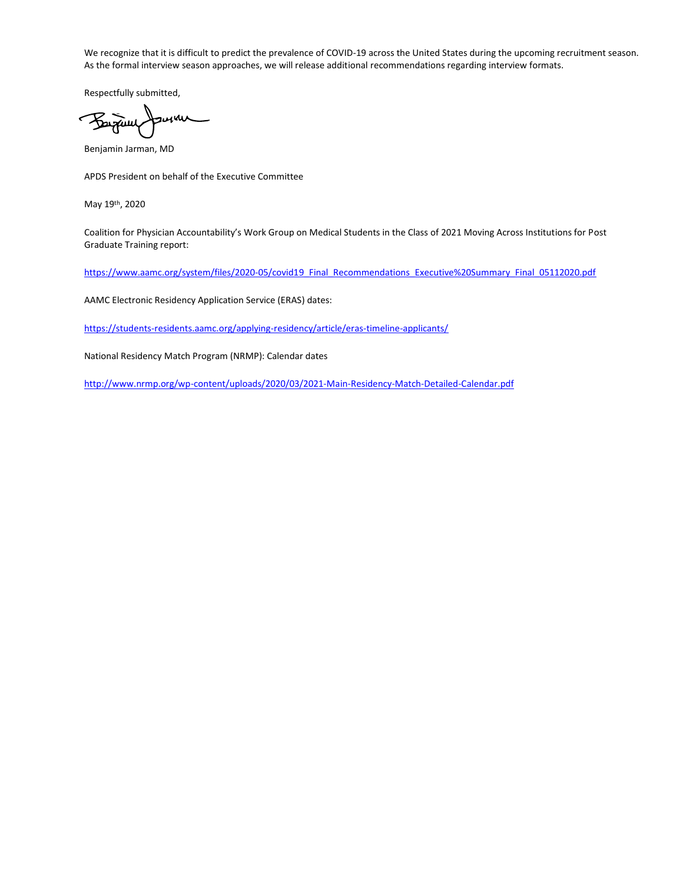We recognize that it is difficult to predict the prevalence of COVID-19 across the United States during the upcoming recruitment season. As the formal interview season approaches, we will release additional recommendations regarding interview formats.

Respectfully submitted,

Benjamin Jarman, MD

APDS President on behalf of the Executive Committee

May 19th, 2020

Coalition for Physician Accountability's Work Group on Medical Students in the Class of 2021 Moving Across Institutions for Post Graduate Training report:

https://www.aamc.org/system/files/2020-05/covid19_Final_Recommendations_Executive%20Summary_Final_05112020.pdf

AAMC Electronic Residency Application Service (ERAS) dates:

https://students-residents.aamc.org/applying-residency/article/eras-timeline-applicants/

National Residency Match Program (NRMP): Calendar dates

http://www.nrmp.org/wp-content/uploads/2020/03/2021-Main-Residency-Match-Detailed-Calendar.pdf